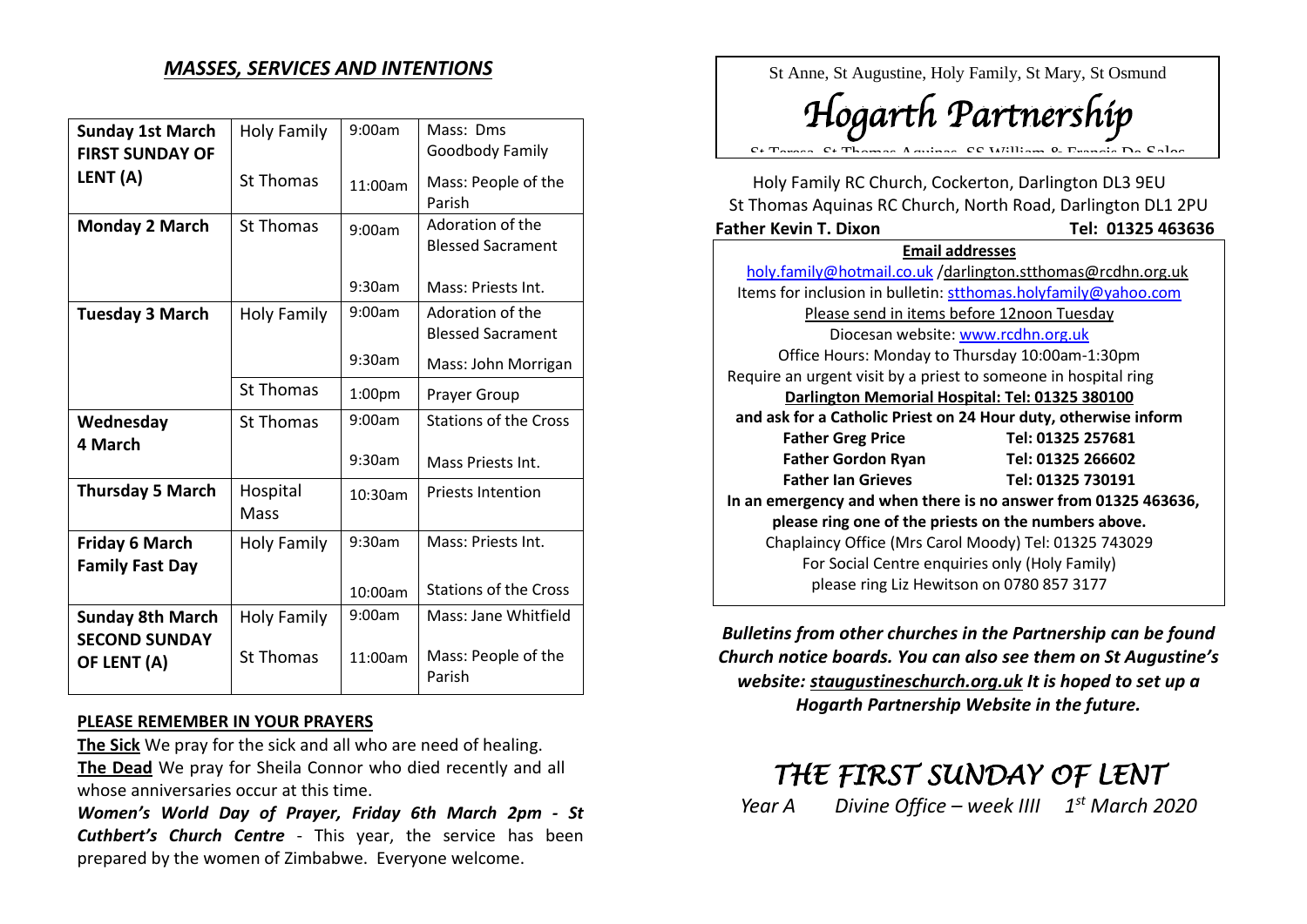## *MASSES, SERVICES AND INTENTIONS*

| | | | |
|---|---|---|---|
| **Sunday 1st March FIRST SUNDAY OF LENT (A)** | Holy Family | 9:00am | Mass: Dms Goodbody Family |
| | St Thomas | 11:00am | Mass: People of the Parish |
| **Monday 2 March** | St Thomas | 9:00am | Adoration of the Blessed Sacrament |
| | | 9:30am | Mass: Priests Int. |
| **Tuesday 3 March** | Holy Family | 9:00am | Adoration of the Blessed Sacrament |
| | | 9:30am | Mass: John Morrigan |
| | St Thomas | 1:00pm | Prayer Group |
| **Wednesday 4 March** | St Thomas | 9:00am | Stations of the Cross |
| | | 9:30am | Mass Priests Int. |
| **Thursday 5 March** | Hospital Mass | 10:30am | Priests Intention |
| **Friday 6 March Family Fast Day** | Holy Family | 9:30am | Mass: Priests Int. |
| | | 10:00am | Stations of the Cross |
| **Sunday 8th March SECOND SUNDAY OF LENT (A)** | Holy Family | 9:00am | Mass: Jane Whitfield |
| | St Thomas | 11:00am | Mass: People of the Parish |

**PLEASE REMEMBER IN YOUR PRAYERS**

**The Sick** We pray for the sick and all who are need of healing.

**The Dead** We pray for Sheila Connor who died recently and all whose anniversaries occur at this time.

***Women's World Day of Prayer, Friday 6th March 2pm - St Cuthbert's Church Centre*** - This year, the service has been prepared by the women of Zimbabwe. Everyone welcome.

St Anne, St Augustine, Holy Family, St Mary, St Osmund

# *Hogarth Partnership*

St Teresa, St Thomas Aquinas, SS William & Francis De Sales

Holy Family RC Church, Cockerton, Darlington DL3 9EU
St Thomas Aquinas RC Church, North Road, Darlington DL1 2PU

**Father Kevin T. Dixon** **Tel: 01325 463636**

**Email addresses**

holy.family@hotmail.co.uk /darlington.stthomas@rcdhn.org.uk

Items for inclusion in bulletin: stthomas.holyfamily@yahoo.com

Please send in items before 12noon Tuesday

Diocesan website: www.rcdhn.org.uk

Office Hours: Monday to Thursday 10:00am-1:30pm

Require an urgent visit by a priest to someone in hospital ring

**Darlington Memorial Hospital: Tel: 01325 380100**

**and ask for a Catholic Priest on 24 Hour duty, otherwise inform**

**Father Greg Price** **Tel: 01325 257681**
**Father Gordon Ryan** **Tel: 01325 266602**
**Father Ian Grieves** **Tel: 01325 730191**

**In an emergency and when there is no answer from 01325 463636, please ring one of the priests on the numbers above.**

Chaplaincy Office (Mrs Carol Moody) Tel: 01325 743029

For Social Centre enquiries only (Holy Family) please ring Liz Hewitson on 0780 857 3177

***Bulletins from other churches in the Partnership can be found Church notice boards. You can also see them on St Augustine's website: staugustineschurch.org.uk It is hoped to set up a Hogarth Partnership Website in the future.***

# *THE FIRST SUNDAY OF LENT*

*Year A Divine Office – week IIII 1st March 2020*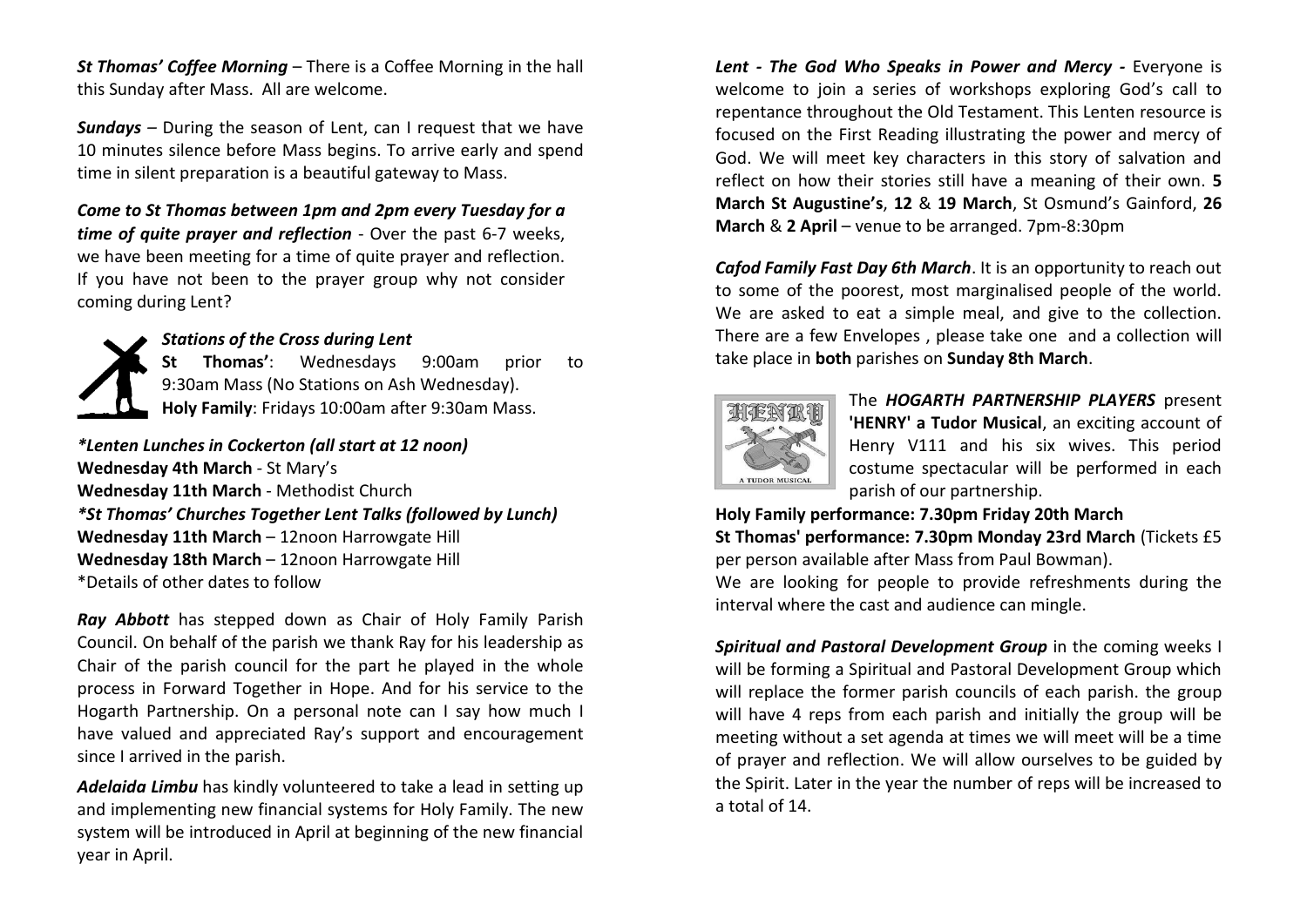***St Thomas' Coffee Morning*** – There is a Coffee Morning in the hall this Sunday after Mass. All are welcome.

***Sundays*** – During the season of Lent, can I request that we have 10 minutes silence before Mass begins. To arrive early and spend time in silent preparation is a beautiful gateway to Mass.

***Come to St Thomas between 1pm and 2pm every Tuesday for a time of quite prayer and reflection*** - Over the past 6-7 weeks, we have been meeting for a time of quite prayer and reflection. If you have not been to the prayer group why not consider coming during Lent?

***Stations of the Cross during Lent***

**St Thomas'**: Wednesdays 9:00am prior to 9:30am Mass (No Stations on Ash Wednesday).

**Holy Family**: Fridays 10:00am after 9:30am Mass.

***\*Lenten Lunches in Cockerton (all start at 12 noon)***

**Wednesday 4th March** - St Mary's

**Wednesday 11th March** - Methodist Church

***\*St Thomas' Churches Together Lent Talks (followed by Lunch)***

**Wednesday 11th March** – 12noon Harrowgate Hill

**Wednesday 18th March** – 12noon Harrowgate Hill

\*Details of other dates to follow

***Ray Abbott*** has stepped down as Chair of Holy Family Parish Council. On behalf of the parish we thank Ray for his leadership as Chair of the parish council for the part he played in the whole process in Forward Together in Hope. And for his service to the Hogarth Partnership. On a personal note can I say how much I have valued and appreciated Ray's support and encouragement since I arrived in the parish.

***Adelaida Limbu*** has kindly volunteered to take a lead in setting up and implementing new financial systems for Holy Family. The new system will be introduced in April at beginning of the new financial year in April.

***Lent - The God Who Speaks in Power and Mercy -*** Everyone is welcome to join a series of workshops exploring God's call to repentance throughout the Old Testament. This Lenten resource is focused on the First Reading illustrating the power and mercy of God. We will meet key characters in this story of salvation and reflect on how their stories still have a meaning of their own. **5 March St Augustine's**, **12** & **19 March**, St Osmund's Gainford, **26 March** & **2 April** – venue to be arranged. 7pm-8:30pm

***Cafod Family Fast Day 6th March***. It is an opportunity to reach out to some of the poorest, most marginalised people of the world. We are asked to eat a simple meal, and give to the collection. There are a few Envelopes , please take one and a collection will take place in **both** parishes on **Sunday 8th March**.

The ***HOGARTH PARTNERSHIP PLAYERS*** present **'HENRY' a Tudor Musical**, an exciting account of Henry V111 and his six wives. This period costume spectacular will be performed in each parish of our partnership.

**Holy Family performance: 7.30pm Friday 20th March**

**St Thomas' performance: 7.30pm Monday 23rd March** (Tickets £5 per person available after Mass from Paul Bowman).

We are looking for people to provide refreshments during the interval where the cast and audience can mingle.

***Spiritual and Pastoral Development Group*** in the coming weeks I will be forming a Spiritual and Pastoral Development Group which will replace the former parish councils of each parish. the group will have 4 reps from each parish and initially the group will be meeting without a set agenda at times we will meet will be a time of prayer and reflection. We will allow ourselves to be guided by the Spirit. Later in the year the number of reps will be increased to a total of 14.